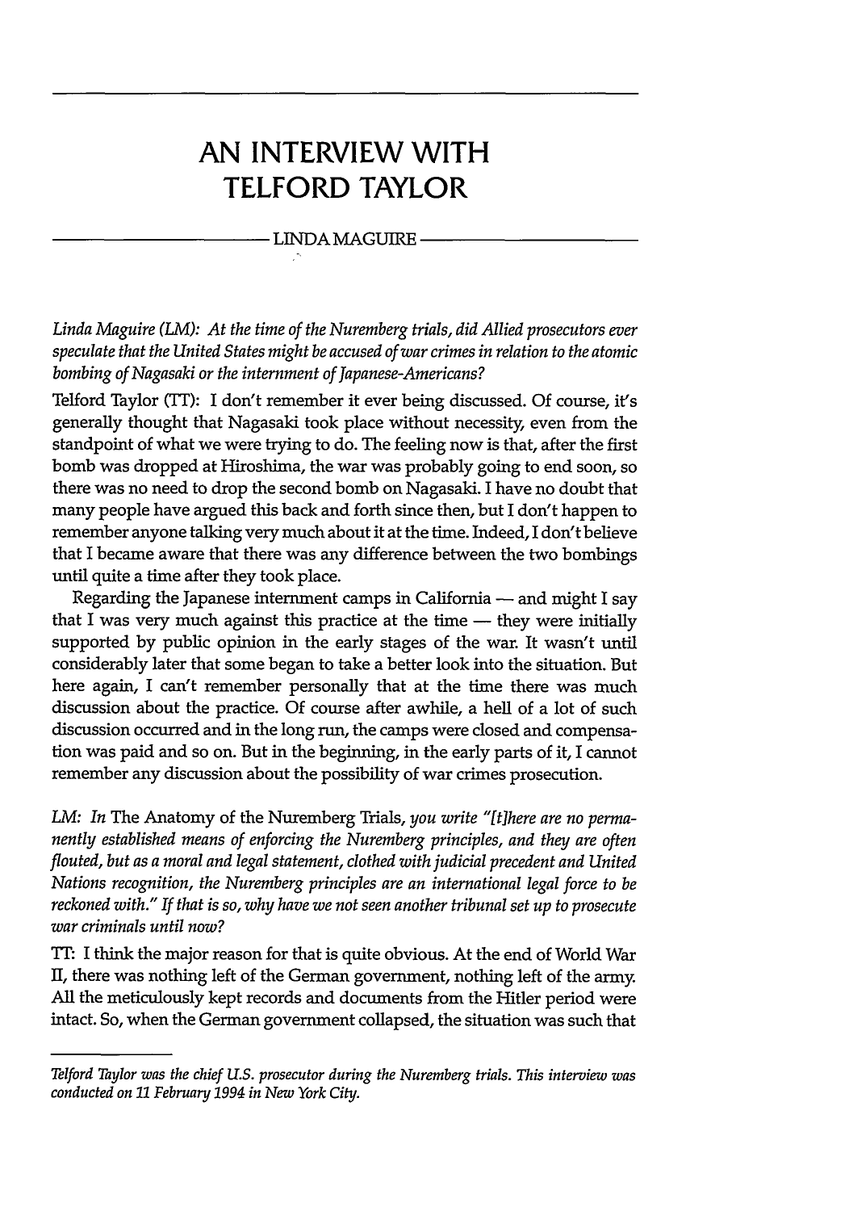# AN INTERVIEW WITH TELFORD TAYLOR

LINDA MAGUIRE

*Linda Maguire (LM): At the time of the Nuremberg trials, did Allied prosecutors ever speculate that the United States might be accused of war crimes in relation to the atomic bombing of Nagasaki or the internment of Japanese-Americans?*

Telford Taylor (TT): I don't remember it ever being discussed. Of course, it's generally thought that Nagasaki took place without necessity, even from the standpoint of what we were trying to do. The feeling now is that, after the first bomb was dropped at Hiroshima, the war was probably going to end soon, so there was no need to drop the second bomb on Nagasaki. I have no doubt that many people have argued this back and forth since then, but I don't happen to remember anyone talking very much about it at the time. Indeed, I don't believe that I became aware that there was any difference between the two bombings until quite a time after they took place.

Regarding the Japanese internment camps in California — and might I say that I was very much against this practice at the time — they were initially supported by public opinion in the early stages of the war. It wasn't until considerably later that some began to take a better look into the situation. But here again, I can't remember personally that at the time there was much discussion about the practice. Of course after awhile, a hell of a lot of such discussion occurred and in the long run, the camps were closed and compensation was paid and so on. But in the beginning, in the early parts of it, I cannot remember any discussion about the possibility of war crimes prosecution.

*LM: In* The Anatomy of the Nuremberg Trials, *you write "[t]here are no permanently established means of enforcing the Nuremberg principles, and they are often flouted, but as a moral and legal statement, clothed with judicial precedent and United Nations recognition, the Nuremberg principles are an international legal force to be reckoned with." If that is so, why have we not seen another tribunal set up to prosecute war criminals until now?*

TT: I think the major reason for that is quite obvious. At the end of World War II, there was nothing left of the German government, nothing left of the army. All the meticulously kept records and documents from the Hitler period were intact. So, when the German government collapsed, the situation was such that

---

*Telford Taylor was the chief U.S. prosecutor during the Nuremberg trials. This interview was conducted on 11 February 1994 in New York City.*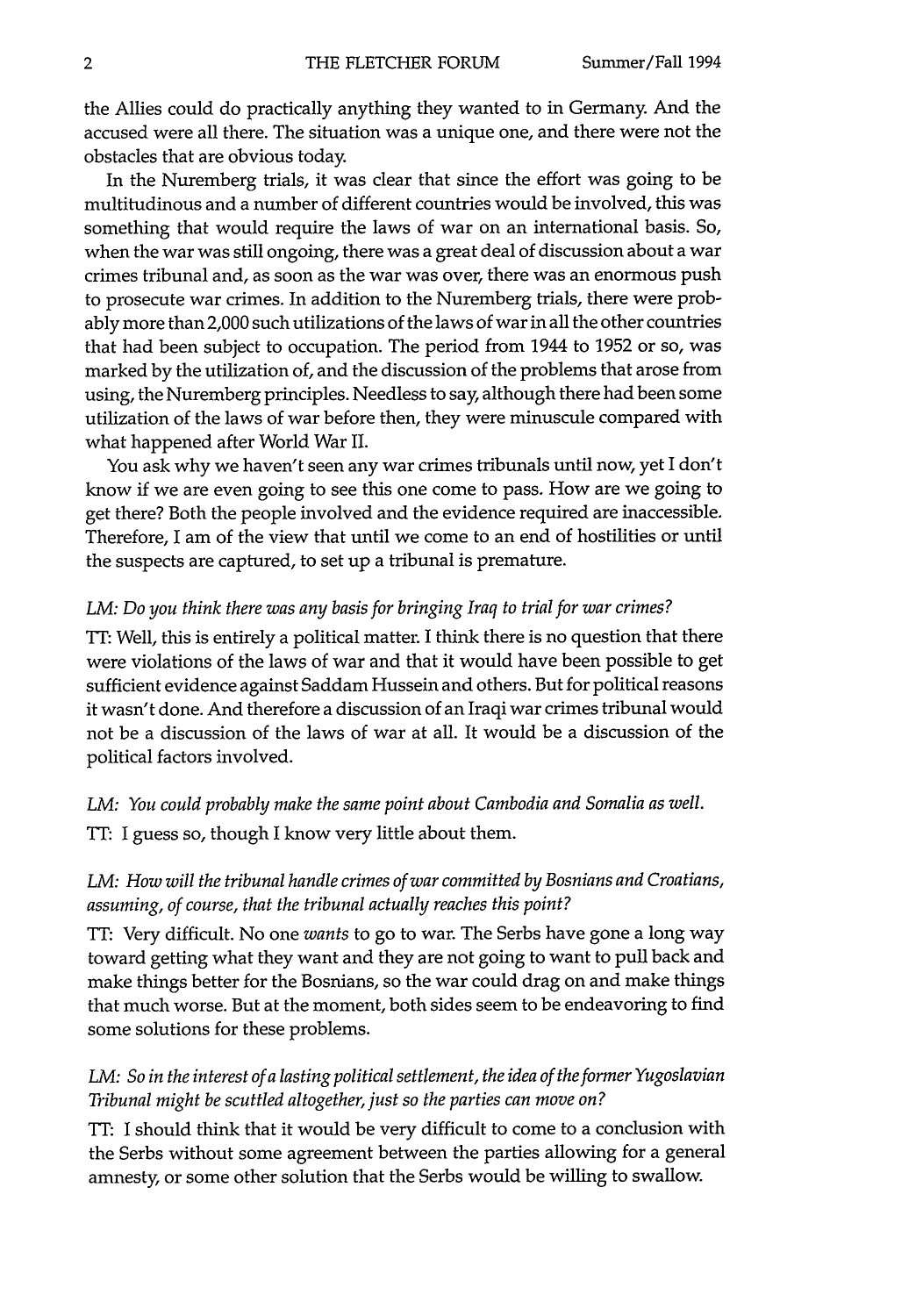the Allies could do practically anything they wanted to in Germany. And the accused were all there. The situation was a unique one, and there were not the obstacles that are obvious today.

In the Nuremberg trials, it was clear that since the effort was going to be multitudinous and a number of different countries would be involved, this was something that would require the laws of war on an international basis. So, when the war was still ongoing, there was a great deal of discussion about a war crimes tribunal and, as soon as the war was over, there was an enormous push to prosecute war crimes. In addition to the Nuremberg trials, there were probably more than 2,000 such utilizations of the laws of war in all the other countries that had been subject to occupation. The period from 1944 to 1952 or so, was marked by the utilization of, and the discussion of the problems that arose from using, the Nuremberg principles. Needless to say, although there had been some utilization of the laws of war before then, they were minuscule compared with what happened after World War II.

You ask why we haven't seen any war crimes tribunals until now, yet I don't know if we are even going to see this one come to pass. How are we going to get there? Both the people involved and the evidence required are inaccessible. Therefore, I am of the view that until we come to an end of hostilities or until the suspects are captured, to set up a tribunal is premature.

*LM: Do you think there was any basis for bringing Iraq to trial for war crimes?*

TT: Well, this is entirely a political matter. I think there is no question that there were violations of the laws of war and that it would have been possible to get sufficient evidence against Saddam Hussein and others. But for political reasons it wasn't done. And therefore a discussion of an Iraqi war crimes tribunal would not be a discussion of the laws of war at all. It would be a discussion of the political factors involved.

*LM: You could probably make the same point about Cambodia and Somalia as well.*

TT: I guess so, though I know very little about them.

*LM: How will the tribunal handle crimes of war committed by Bosnians and Croatians, assuming, of course, that the tribunal actually reaches this point?*

TT: Very difficult. No one *wants* to go to war. The Serbs have gone a long way toward getting what they want and they are not going to want to pull back and make things better for the Bosnians, so the war could drag on and make things that much worse. But at the moment, both sides seem to be endeavoring to find some solutions for these problems.

*LM: So in the interest of a lasting political settlement, the idea of the former Yugoslavian Tribunal might be scuttled altogether, just so the parties can move on?*

TT: I should think that it would be very difficult to come to a conclusion with the Serbs without some agreement between the parties allowing for a general amnesty, or some other solution that the Serbs would be willing to swallow.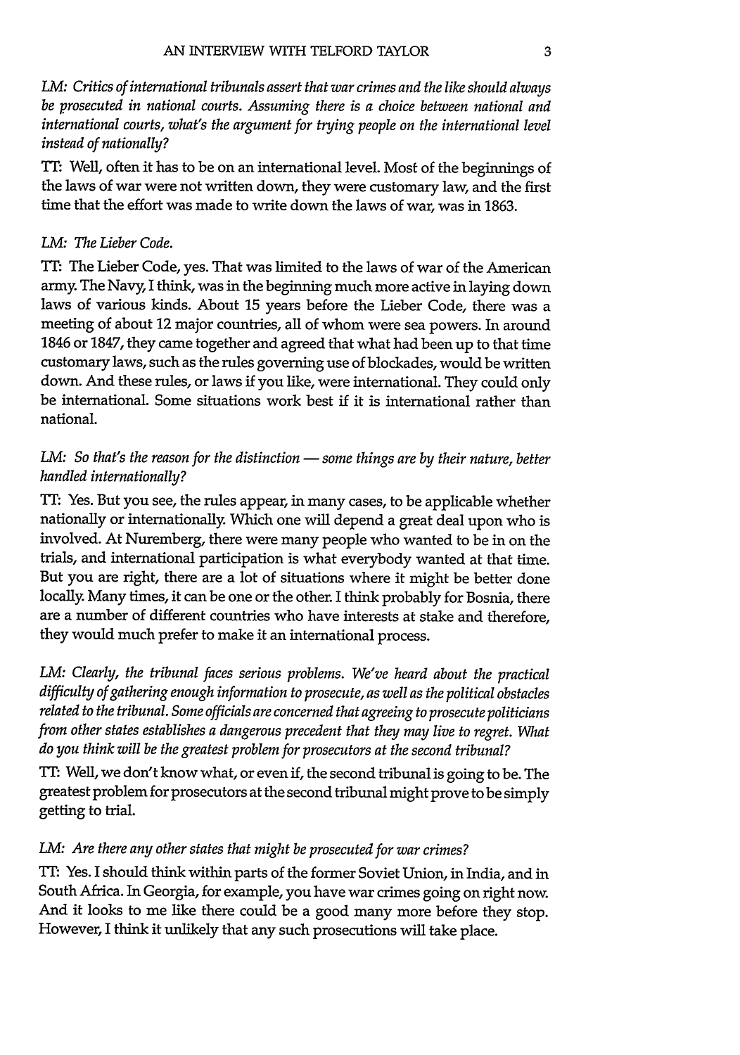*LM: Critics of international tribunals assert that war crimes and the like should always be prosecuted in national courts. Assuming there is a choice between national and international courts, what's the argument for trying people on the international level instead of nationally?*

TT: Well, often it has to be on an international level. Most of the beginnings of the laws of war were not written down, they were customary law, and the first time that the effort was made to write down the laws of war, was in 1863.

*LM: The Lieber Code.*

TT: The Lieber Code, yes. That was limited to the laws of war of the American army. The Navy, I think, was in the beginning much more active in laying down laws of various kinds. About 15 years before the Lieber Code, there was a meeting of about 12 major countries, all of whom were sea powers. In around 1846 or 1847, they came together and agreed that what had been up to that time customary laws, such as the rules governing use of blockades, would be written down. And these rules, or laws if you like, were international. They could only be international. Some situations work best if it is international rather than national.

*LM: So that's the reason for the distinction — some things are by their nature, better handled internationally?*

TT: Yes. But you see, the rules appear, in many cases, to be applicable whether nationally or internationally. Which one will depend a great deal upon who is involved. At Nuremberg, there were many people who wanted to be in on the trials, and international participation is what everybody wanted at that time. But you are right, there are a lot of situations where it might be better done locally. Many times, it can be one or the other. I think probably for Bosnia, there are a number of different countries who have interests at stake and therefore, they would much prefer to make it an international process.

*LM: Clearly, the tribunal faces serious problems. We've heard about the practical difficulty of gathering enough information to prosecute, as well as the political obstacles related to the tribunal. Some officials are concerned that agreeing to prosecute politicians from other states establishes a dangerous precedent that they may live to regret. What do you think will be the greatest problem for prosecutors at the second tribunal?*

TT: Well, we don't know what, or even if, the second tribunal is going to be. The greatest problem for prosecutors at the second tribunal might prove to be simply getting to trial.

*LM: Are there any other states that might be prosecuted for war crimes?*

TT: Yes. I should think within parts of the former Soviet Union, in India, and in South Africa. In Georgia, for example, you have war crimes going on right now. And it looks to me like there could be a good many more before they stop. However, I think it unlikely that any such prosecutions will take place.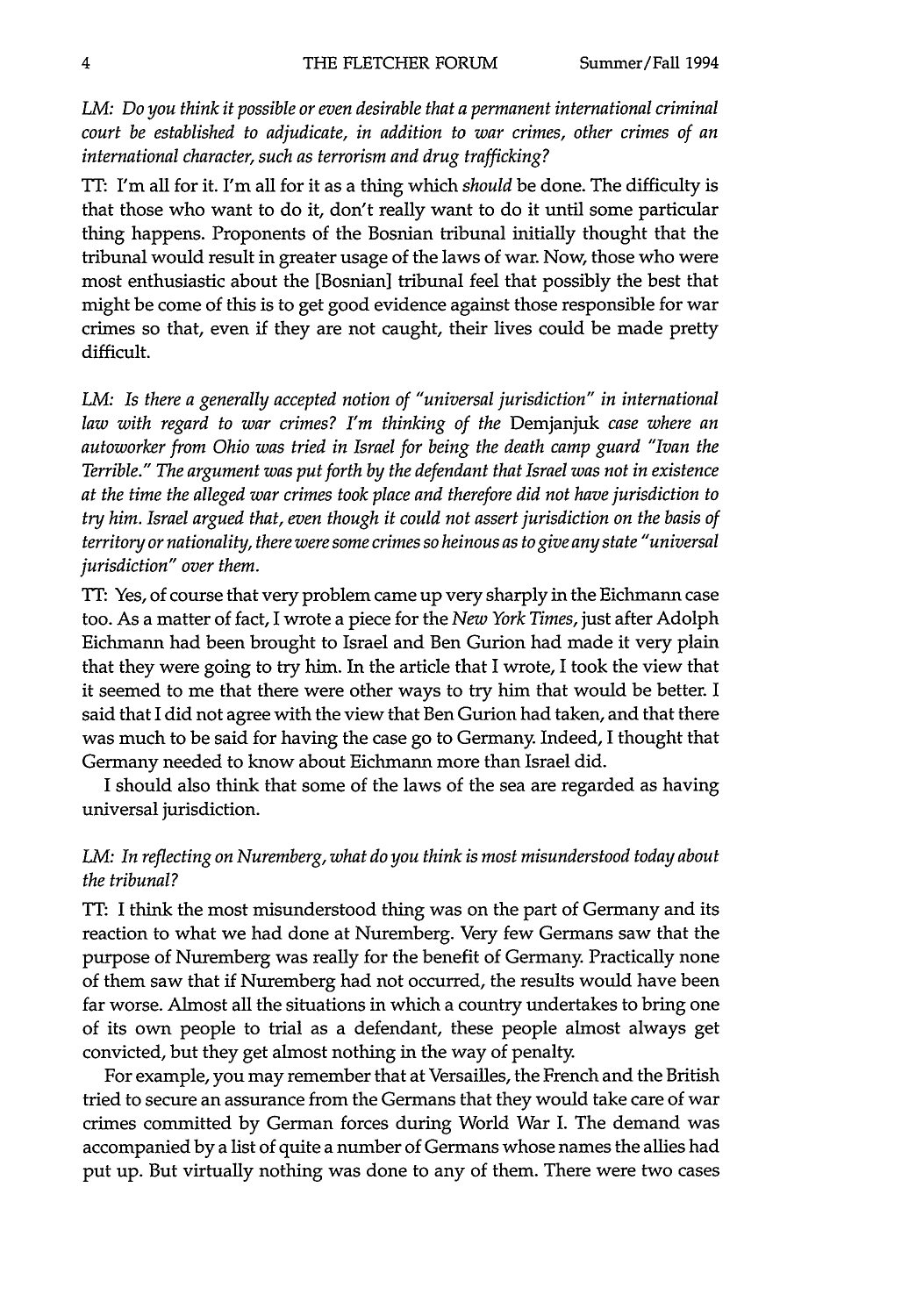*LM: Do you think it possible or even desirable that a permanent international criminal court be established to adjudicate, in addition to war crimes, other crimes of an international character, such as terrorism and drug trafficking?*

TT: I'm all for it. I'm all for it as a thing which *should* be done. The difficulty is that those who want to do it, don't really want to do it until some particular thing happens. Proponents of the Bosnian tribunal initially thought that the tribunal would result in greater usage of the laws of war. Now, those who were most enthusiastic about the [Bosnian] tribunal feel that possibly the best that might be come of this is to get good evidence against those responsible for war crimes so that, even if they are not caught, their lives could be made pretty difficult.

*LM: Is there a generally accepted notion of "universal jurisdiction" in international law with regard to war crimes? I'm thinking of the* Demjanjuk *case where an autoworker from Ohio was tried in Israel for being the death camp guard "Ivan the Terrible." The argument was put forth by the defendant that Israel was not in existence at the time the alleged war crimes took place and therefore did not have jurisdiction to try him. Israel argued that, even though it could not assert jurisdiction on the basis of territory or nationality, there were some crimes so heinous as to give any state "universal jurisdiction" over them.*

TT: Yes, of course that very problem came up very sharply in the Eichmann case too. As a matter of fact, I wrote a piece for the *New York Times*, just after Adolph Eichmann had been brought to Israel and Ben Gurion had made it very plain that they were going to try him. In the article that I wrote, I took the view that it seemed to me that there were other ways to try him that would be better. I said that I did not agree with the view that Ben Gurion had taken, and that there was much to be said for having the case go to Germany. Indeed, I thought that Germany needed to know about Eichmann more than Israel did.

I should also think that some of the laws of the sea are regarded as having universal jurisdiction.

*LM: In reflecting on Nuremberg, what do you think is most misunderstood today about the tribunal?*

TT: I think the most misunderstood thing was on the part of Germany and its reaction to what we had done at Nuremberg. Very few Germans saw that the purpose of Nuremberg was really for the benefit of Germany. Practically none of them saw that if Nuremberg had not occurred, the results would have been far worse. Almost all the situations in which a country undertakes to bring one of its own people to trial as a defendant, these people almost always get convicted, but they get almost nothing in the way of penalty.

For example, you may remember that at Versailles, the French and the British tried to secure an assurance from the Germans that they would take care of war crimes committed by German forces during World War I. The demand was accompanied by a list of quite a number of Germans whose names the allies had put up. But virtually nothing was done to any of them. There were two cases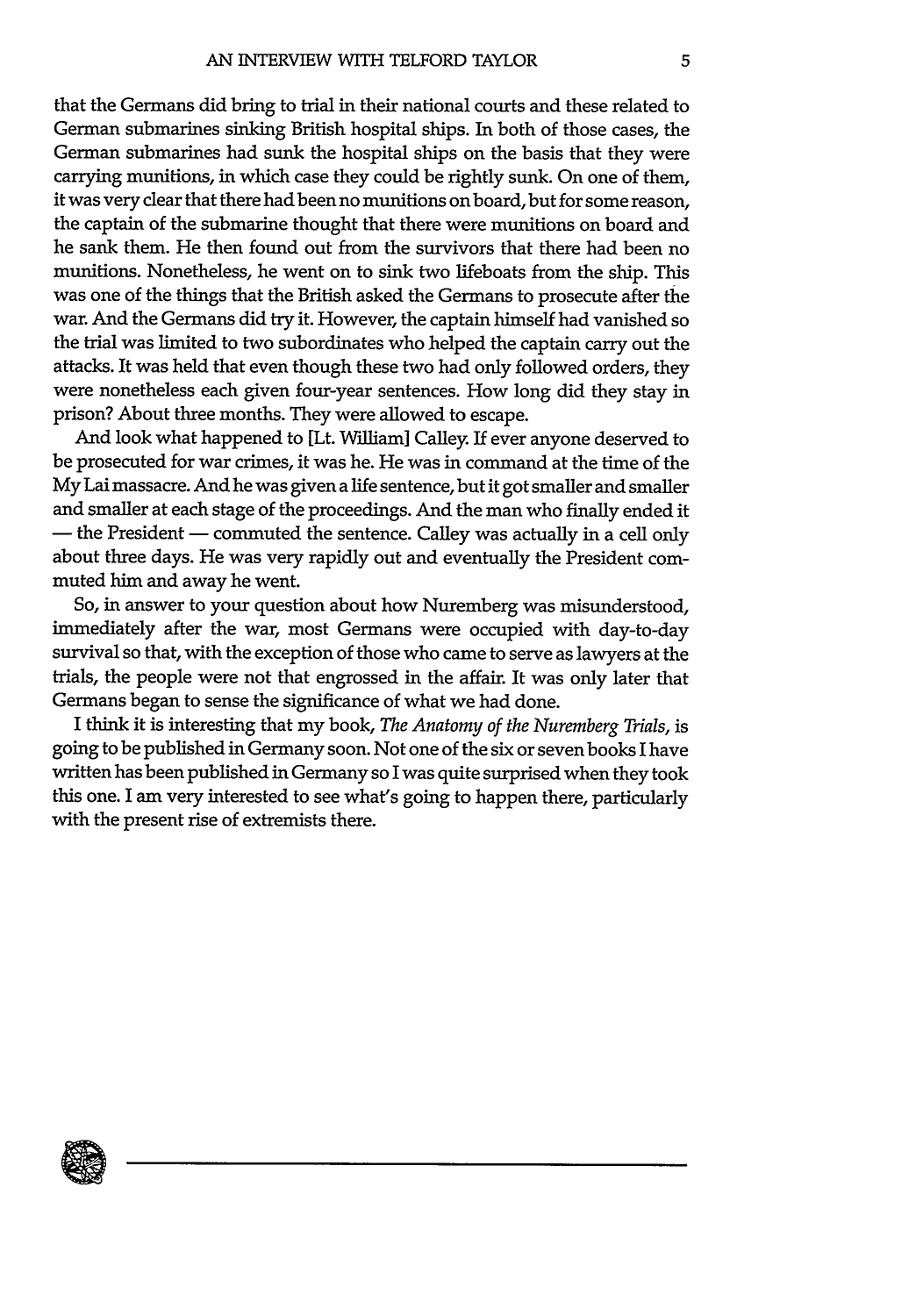that the Germans did bring to trial in their national courts and these related to German submarines sinking British hospital ships. In both of those cases, the German submarines had sunk the hospital ships on the basis that they were carrying munitions, in which case they could be rightly sunk. On one of them, it was very clear that there had been no munitions on board, but for some reason, the captain of the submarine thought that there were munitions on board and he sank them. He then found out from the survivors that there had been no munitions. Nonetheless, he went on to sink two lifeboats from the ship. This was one of the things that the British asked the Germans to prosecute after the war. And the Germans did try it. However, the captain himself had vanished so the trial was limited to two subordinates who helped the captain carry out the attacks. It was held that even though these two had only followed orders, they were nonetheless each given four-year sentences. How long did they stay in prison? About three months. They were allowed to escape.

And look what happened to [Lt. William] Calley. If ever anyone deserved to be prosecuted for war crimes, it was he. He was in command at the time of the My Lai massacre. And he was given a life sentence, but it got smaller and smaller and smaller at each stage of the proceedings. And the man who finally ended it — the President — commuted the sentence. Calley was actually in a cell only about three days. He was very rapidly out and eventually the President commuted him and away he went.

So, in answer to your question about how Nuremberg was misunderstood, immediately after the war, most Germans were occupied with day-to-day survival so that, with the exception of those who came to serve as lawyers at the trials, the people were not that engrossed in the affair. It was only later that Germans began to sense the significance of what we had done.

I think it is interesting that my book, *The Anatomy of the Nuremberg Trials*, is going to be published in Germany soon. Not one of the six or seven books I have written has been published in Germany so I was quite surprised when they took this one. I am very interested to see what's going to happen there, particularly with the present rise of extremists there.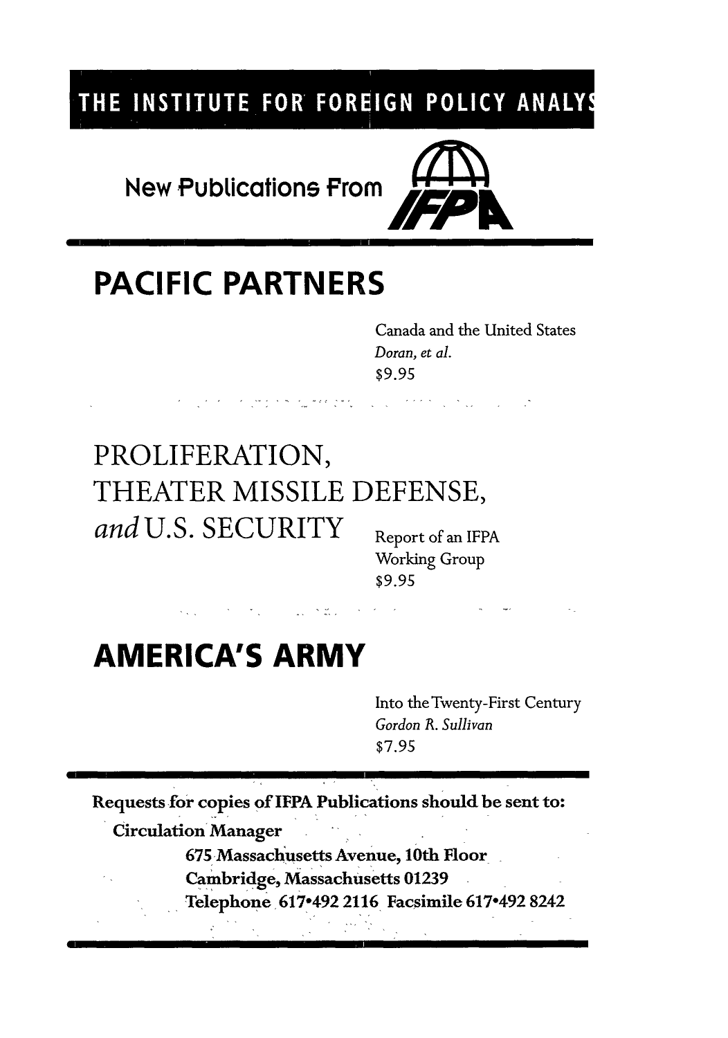THE INSTITUTE FOR FOREIGN POLICY ANALYS

New Publications From IFPA

## PACIFIC PARTNERS

Canada and the United States
*Doran, et al.*
$9.95

## PROLIFERATION, THEATER MISSILE DEFENSE, *and* U.S. SECURITY

Report of an IFPA Working Group
$9.95

## AMERICA'S ARMY

Into the Twenty-First Century
*Gordon R. Sullivan*
$7.95

**Requests for copies of IFPA Publications should be sent to:**

**Circulation Manager**
**675 Massachusetts Avenue, 10th Floor**
**Cambridge, Massachusetts 01239**
**Telephone 617•492 2116 Facsimile 617•492 8242**